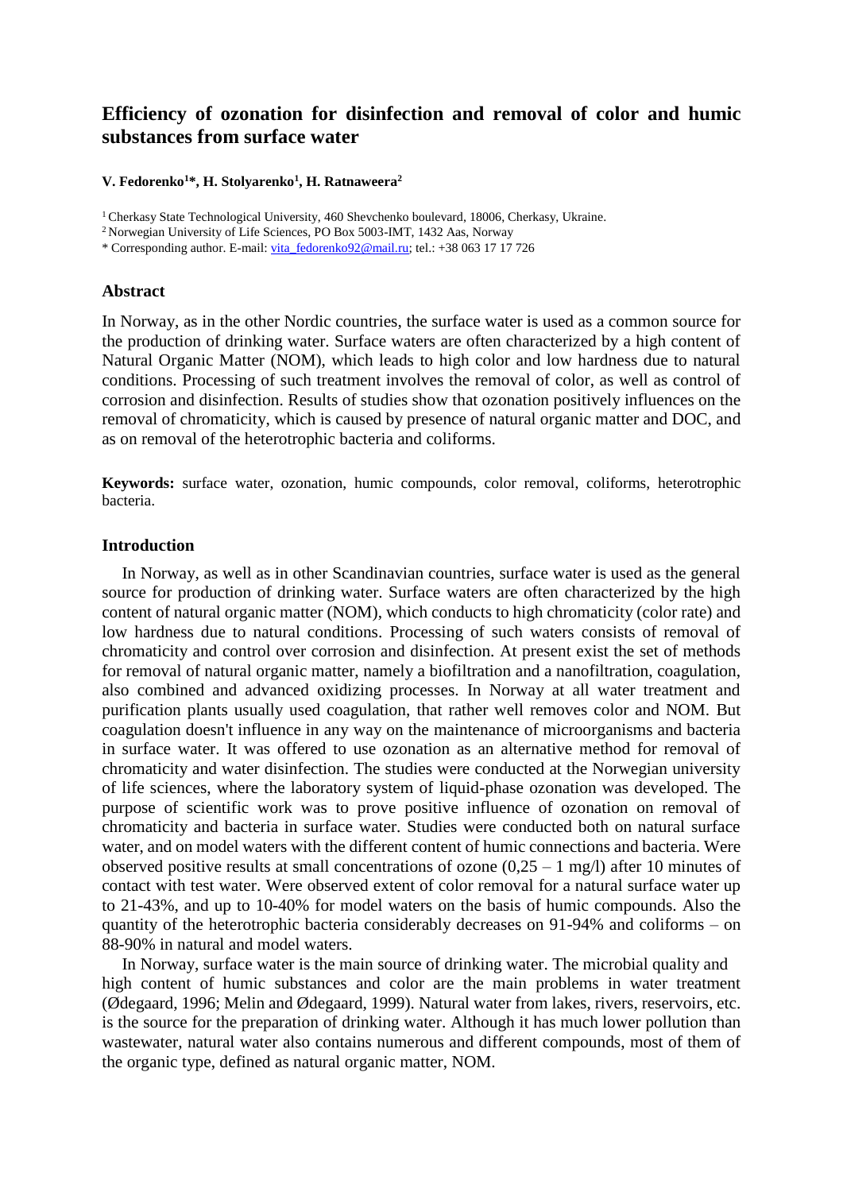# Efficiency of ozonation for disinfection and removal of color and humic substances from surface water

**V. Fedorenko[1]*, H. Stolyarenko[1], H. Ratnaweera[2]**

[1] Cherkasy State Technological University, 460 Shevchenko boulevard, 18006, Cherkasy, Ukraine.

[2] Norwegian University of Life Sciences, PO Box 5003-IMT, 1432 Aas, Norway

* Corresponding author. E-mail: vita_fedorenko92@mail.ru; tel.: +38 063 17 17 726

## Abstract

In Norway, as in the other Nordic countries, the surface water is used as a common source for the production of drinking water. Surface waters are often characterized by a high content of Natural Organic Matter (NOM), which leads to high color and low hardness due to natural conditions. Processing of such treatment involves the removal of color, as well as control of corrosion and disinfection. Results of studies show that ozonation positively influences on the removal of chromaticity, which is caused by presence of natural organic matter and DOC, and as on removal of the heterotrophic bacteria and coliforms.

**Keywords:** surface water, ozonation, humic compounds, color removal, coliforms, heterotrophic bacteria.

## Introduction

In Norway, as well as in other Scandinavian countries, surface water is used as the general source for production of drinking water. Surface waters are often characterized by the high content of natural organic matter (NOM), which conducts to high chromaticity (color rate) and low hardness due to natural conditions. Processing of such waters consists of removal of chromaticity and control over corrosion and disinfection. At present exist the set of methods for removal of natural organic matter, namely a biofiltration and a nanofiltration, coagulation, also combined and advanced oxidizing processes. In Norway at all water treatment and purification plants usually used coagulation, that rather well removes color and NOM. But coagulation doesn't influence in any way on the maintenance of microorganisms and bacteria in surface water. It was offered to use ozonation as an alternative method for removal of chromaticity and water disinfection. The studies were conducted at the Norwegian university of life sciences, where the laboratory system of liquid-phase ozonation was developed. The purpose of scientific work was to prove positive influence of ozonation on removal of chromaticity and bacteria in surface water. Studies were conducted both on natural surface water, and on model waters with the different content of humic connections and bacteria. Were observed positive results at small concentrations of ozone (0,25 – 1 mg/l) after 10 minutes of contact with test water. Were observed extent of color removal for a natural surface water up to 21-43%, and up to 10-40% for model waters on the basis of humic compounds. Also the quantity of the heterotrophic bacteria considerably decreases on 91-94% and coliforms – on 88-90% in natural and model waters.

In Norway, surface water is the main source of drinking water. The microbial quality and high content of humic substances and color are the main problems in water treatment (Ødegaard, 1996; Melin and Ødegaard, 1999). Natural water from lakes, rivers, reservoirs, etc. is the source for the preparation of drinking water. Although it has much lower pollution than wastewater, natural water also contains numerous and different compounds, most of them of the organic type, defined as natural organic matter, NOM.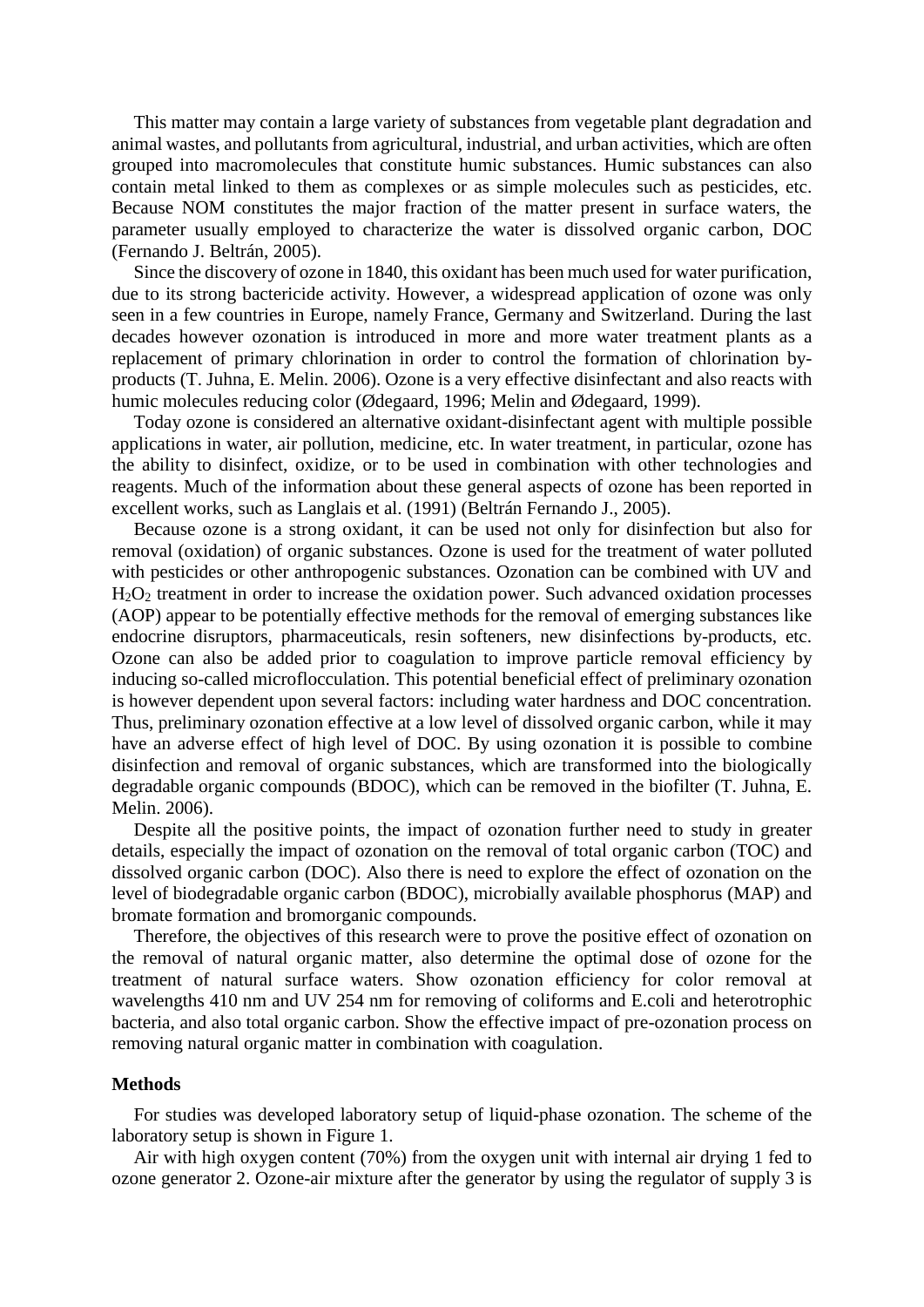This matter may contain a large variety of substances from vegetable plant degradation and animal wastes, and pollutants from agricultural, industrial, and urban activities, which are often grouped into macromolecules that constitute humic substances. Humic substances can also contain metal linked to them as complexes or as simple molecules such as pesticides, etc. Because NOM constitutes the major fraction of the matter present in surface waters, the parameter usually employed to characterize the water is dissolved organic carbon, DOC (Fernando J. Beltrán, 2005).

Since the discovery of ozone in 1840, this oxidant has been much used for water purification, due to its strong bactericide activity. However, a widespread application of ozone was only seen in a few countries in Europe, namely France, Germany and Switzerland. During the last decades however ozonation is introduced in more and more water treatment plants as a replacement of primary chlorination in order to control the formation of chlorination by-products (T. Juhna, E. Melin. 2006). Ozone is a very effective disinfectant and also reacts with humic molecules reducing color (Ødegaard, 1996; Melin and Ødegaard, 1999).

Today ozone is considered an alternative oxidant-disinfectant agent with multiple possible applications in water, air pollution, medicine, etc. In water treatment, in particular, ozone has the ability to disinfect, oxidize, or to be used in combination with other technologies and reagents. Much of the information about these general aspects of ozone has been reported in excellent works, such as Langlais et al. (1991) (Beltrán Fernando J., 2005).

Because ozone is a strong oxidant, it can be used not only for disinfection but also for removal (oxidation) of organic substances. Ozone is used for the treatment of water polluted with pesticides or other anthropogenic substances. Ozonation can be combined with UV and $H_2O_2$ treatment in order to increase the oxidation power. Such advanced oxidation processes (AOP) appear to be potentially effective methods for the removal of emerging substances like endocrine disruptors, pharmaceuticals, resin softeners, new disinfections by-products, etc. Ozone can also be added prior to coagulation to improve particle removal efficiency by inducing so-called microflocculation. This potential beneficial effect of preliminary ozonation is however dependent upon several factors: including water hardness and DOC concentration. Thus, preliminary ozonation effective at a low level of dissolved organic carbon, while it may have an adverse effect of high level of DOC. By using ozonation it is possible to combine disinfection and removal of organic substances, which are transformed into the biologically degradable organic compounds (BDOC), which can be removed in the biofilter (T. Juhna, E. Melin. 2006).

Despite all the positive points, the impact of ozonation further need to study in greater details, especially the impact of ozonation on the removal of total organic carbon (TOC) and dissolved organic carbon (DOC). Also there is need to explore the effect of ozonation on the level of biodegradable organic carbon (BDOC), microbially available phosphorus (MAP) and bromate formation and bromorganic compounds.

Therefore, the objectives of this research were to prove the positive effect of ozonation on the removal of natural organic matter, also determine the optimal dose of ozone for the treatment of natural surface waters. Show ozonation efficiency for color removal at wavelengths 410 nm and UV 254 nm for removing of coliforms and E.coli and heterotrophic bacteria, and also total organic carbon. Show the effective impact of pre-ozonation process on removing natural organic matter in combination with coagulation.

## Methods

For studies was developed laboratory setup of liquid-phase ozonation. The scheme of the laboratory setup is shown in Figure 1.

Air with high oxygen content (70%) from the oxygen unit with internal air drying 1 fed to ozone generator 2. Ozone-air mixture after the generator by using the regulator of supply 3 is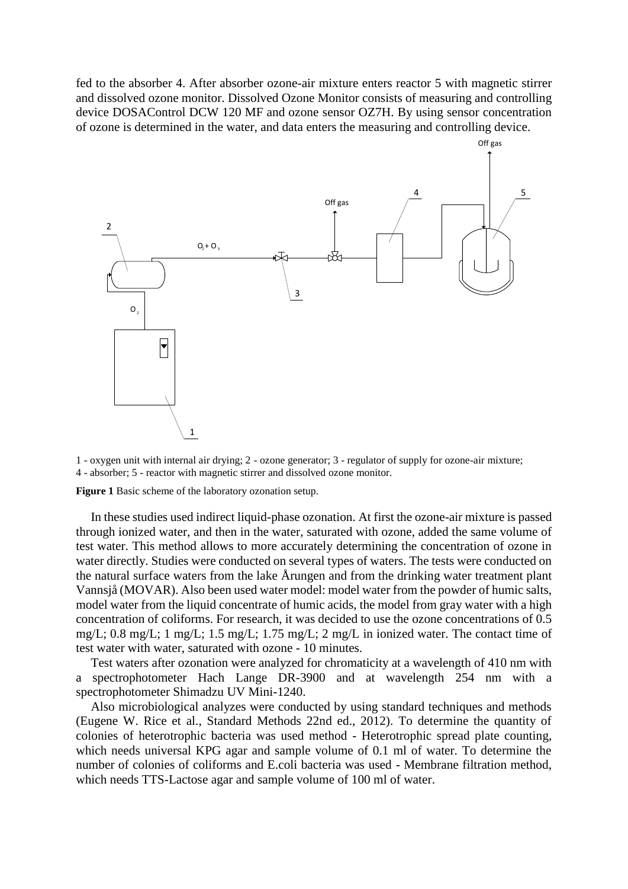fed to the absorber 4. After absorber ozone-air mixture enters reactor 5 with magnetic stirrer and dissolved ozone monitor. Dissolved Ozone Monitor consists of measuring and controlling device DOSAControl DCW 120 MF and ozone sensor OZ7H. By using sensor concentration of ozone is determined in the water, and data enters the measuring and controlling device.

1 - oxygen unit with internal air drying; 2 - ozone generator; 3 - regulator of supply for ozone-air mixture; 4 - absorber; 5 - reactor with magnetic stirrer and dissolved ozone monitor.

**Figure 1** Basic scheme of the laboratory ozonation setup.

In these studies used indirect liquid-phase ozonation. At first the ozone-air mixture is passed through ionized water, and then in the water, saturated with ozone, added the same volume of test water. This method allows to more accurately determining the concentration of ozone in water directly. Studies were conducted on several types of waters. The tests were conducted on the natural surface waters from the lake Årungen and from the drinking water treatment plant Vannsjå (MOVAR). Also been used water model: model water from the powder of humic salts, model water from the liquid concentrate of humic acids, the model from gray water with a high concentration of coliforms. For research, it was decided to use the ozone concentrations of 0.5 mg/L; 0.8 mg/L; 1 mg/L; 1.5 mg/L; 1.75 mg/L; 2 mg/L in ionized water. The contact time of test water with water, saturated with ozone - 10 minutes.

Test waters after ozonation were analyzed for chromaticity at a wavelength of 410 nm with a spectrophotometer Hach Lange DR-3900 and at wavelength 254 nm with a spectrophotometer Shimadzu UV Mini-1240.

Also microbiological analyzes were conducted by using standard techniques and methods (Eugene W. Rice et al., Standard Methods 22nd ed., 2012). To determine the quantity of colonies of heterotrophic bacteria was used method - Heterotrophic spread plate counting, which needs universal KPG agar and sample volume of 0.1 ml of water. To determine the number of colonies of coliforms and E.coli bacteria was used - Membrane filtration method, which needs TTS-Lactose agar and sample volume of 100 ml of water.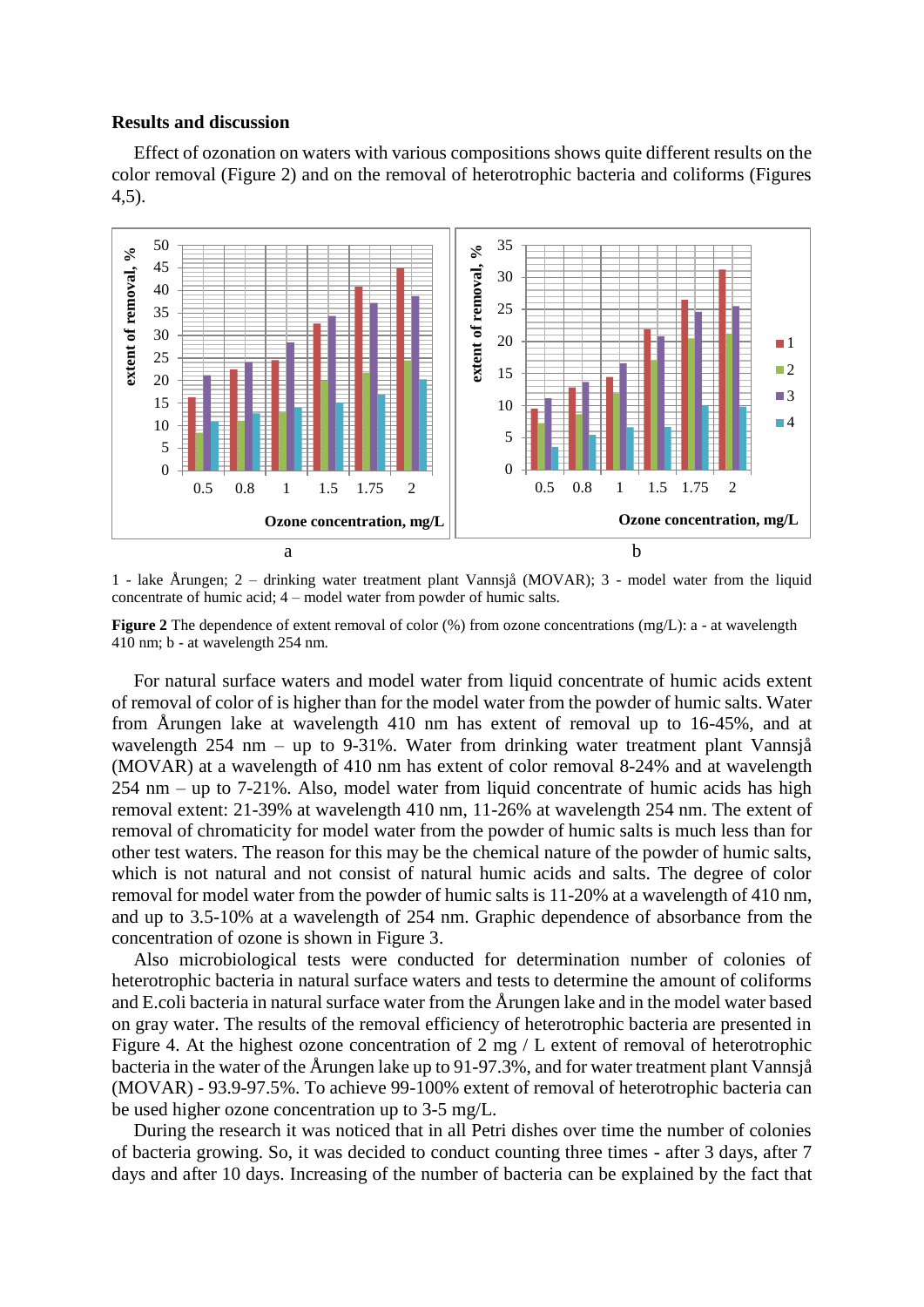## Results and discussion

Effect of ozonation on waters with various compositions shows quite different results on the color removal (Figure 2) and on the removal of heterotrophic bacteria and coliforms (Figures 4,5).

1 - lake Årungen; 2 – drinking water treatment plant Vannsjå (MOVAR); 3 - model water from the liquid concentrate of humic acid; 4 – model water from powder of humic salts.

**Figure 2** The dependence of extent removal of color (%) from ozone concentrations (mg/L): a - at wavelength 410 nm; b - at wavelength 254 nm.

For natural surface waters and model water from liquid concentrate of humic acids extent of removal of color of is higher than for the model water from the powder of humic salts. Water from Årungen lake at wavelength 410 nm has extent of removal up to 16-45%, and at wavelength 254 nm – up to 9-31%. Water from drinking water treatment plant Vannsjå (MOVAR) at a wavelength of 410 nm has extent of color removal 8-24% and at wavelength 254 nm – up to 7-21%. Also, model water from liquid concentrate of humic acids has high removal extent: 21-39% at wavelength 410 nm, 11-26% at wavelength 254 nm. The extent of removal of chromaticity for model water from the powder of humic salts is much less than for other test waters. The reason for this may be the chemical nature of the powder of humic salts, which is not natural and not consist of natural humic acids and salts. The degree of color removal for model water from the powder of humic salts is 11-20% at a wavelength of 410 nm, and up to 3.5-10% at a wavelength of 254 nm. Graphic dependence of absorbance from the concentration of ozone is shown in Figure 3.

Also microbiological tests were conducted for determination number of colonies of heterotrophic bacteria in natural surface waters and tests to determine the amount of coliforms and E.coli bacteria in natural surface water from the Årungen lake and in the model water based on gray water. The results of the removal efficiency of heterotrophic bacteria are presented in Figure 4. At the highest ozone concentration of 2 mg / L extent of removal of heterotrophic bacteria in the water of the Årungen lake up to 91-97.3%, and for water treatment plant Vannsjå (MOVAR) - 93.9-97.5%. To achieve 99-100% extent of removal of heterotrophic bacteria can be used higher ozone concentration up to 3-5 mg/L.

During the research it was noticed that in all Petri dishes over time the number of colonies of bacteria growing. So, it was decided to conduct counting three times - after 3 days, after 7 days and after 10 days. Increasing of the number of bacteria can be explained by the fact that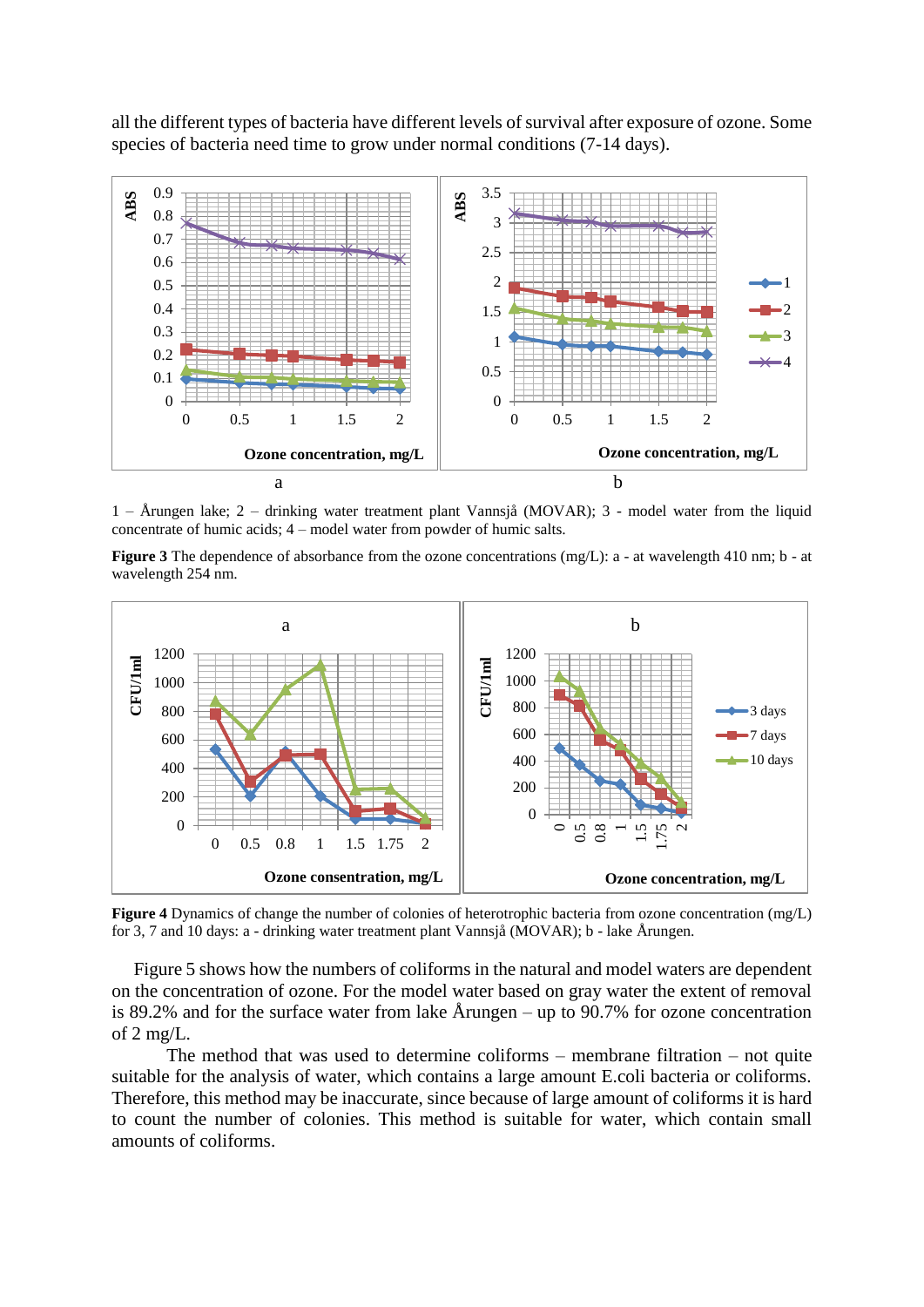all the different types of bacteria have different levels of survival after exposure of ozone. Some species of bacteria need time to grow under normal conditions (7-14 days).

1 – Årungen lake; 2 – drinking water treatment plant Vannsjå (MOVAR); 3 - model water from the liquid concentrate of humic acids; 4 – model water from powder of humic salts.

**Figure 3** The dependence of absorbance from the ozone concentrations (mg/L): a - at wavelength 410 nm; b - at wavelength 254 nm.

**Figure 4** Dynamics of change the number of colonies of heterotrophic bacteria from ozone concentration (mg/L) for 3, 7 and 10 days: a - drinking water treatment plant Vannsjå (MOVAR); b - lake Årungen.

Figure 5 shows how the numbers of coliforms in the natural and model waters are dependent on the concentration of ozone. For the model water based on gray water the extent of removal is 89.2% and for the surface water from lake Årungen – up to 90.7% for ozone concentration of 2 mg/L.

The method that was used to determine coliforms – membrane filtration – not quite suitable for the analysis of water, which contains a large amount E.coli bacteria or coliforms. Therefore, this method may be inaccurate, since because of large amount of coliforms it is hard to count the number of colonies. This method is suitable for water, which contain small amounts of coliforms.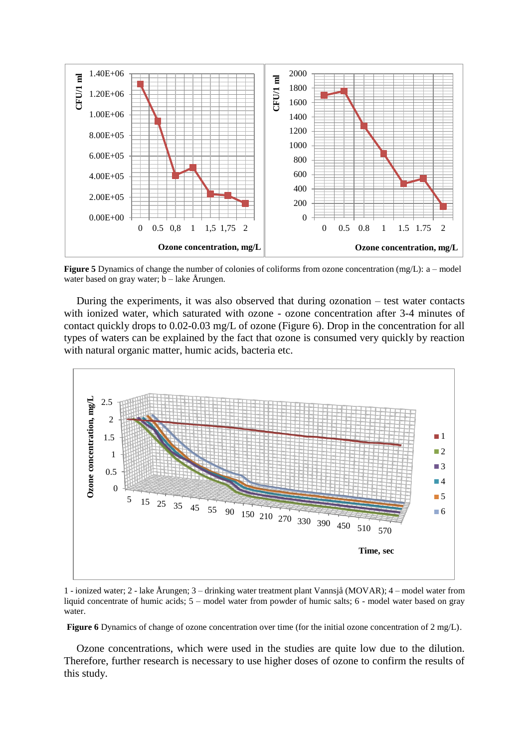**Figure 5** Dynamics of change the number of colonies of coliforms from ozone concentration (mg/L): a – model water based on gray water; b – lake Årungen.

During the experiments, it was also observed that during ozonation – test water contacts with ionized water, which saturated with ozone - ozone concentration after 3-4 minutes of contact quickly drops to 0.02-0.03 mg/L of ozone (Figure 6). Drop in the concentration for all types of waters can be explained by the fact that ozone is consumed very quickly by reaction with natural organic matter, humic acids, bacteria etc.

1 - ionized water; 2 - lake Årungen; 3 – drinking water treatment plant Vannsjå (MOVAR); 4 – model water from liquid concentrate of humic acids; 5 – model water from powder of humic salts; 6 - model water based on gray water.

**Figure 6** Dynamics of change of ozone concentration over time (for the initial ozone concentration of 2 mg/L).

Ozone concentrations, which were used in the studies are quite low due to the dilution. Therefore, further research is necessary to use higher doses of ozone to confirm the results of this study.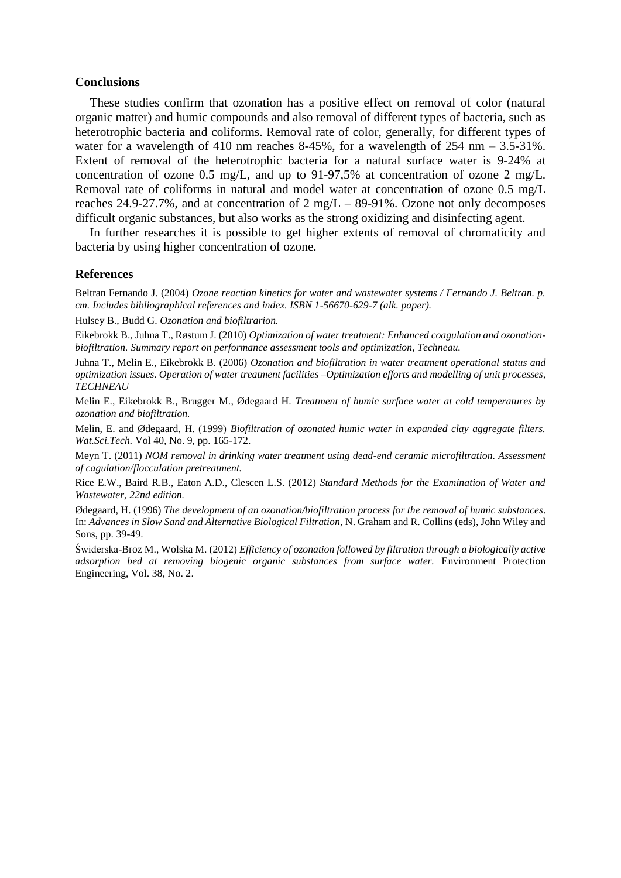## Conclusions

These studies confirm that ozonation has a positive effect on removal of color (natural organic matter) and humic compounds and also removal of different types of bacteria, such as heterotrophic bacteria and coliforms. Removal rate of color, generally, for different types of water for a wavelength of 410 nm reaches 8-45%, for a wavelength of 254 nm – 3.5-31%. Extent of removal of the heterotrophic bacteria for a natural surface water is 9-24% at concentration of ozone 0.5 mg/L, and up to 91-97,5% at concentration of ozone 2 mg/L. Removal rate of coliforms in natural and model water at concentration of ozone 0.5 mg/L reaches 24.9-27.7%, and at concentration of 2 mg/L – 89-91%. Ozone not only decomposes difficult organic substances, but also works as the strong oxidizing and disinfecting agent.

In further researches it is possible to get higher extents of removal of chromaticity and bacteria by using higher concentration of ozone.

## References

Beltran Fernando J. (2004) *Ozone reaction kinetics for water and wastewater systems / Fernando J. Beltran. p. cm. Includes bibliographical references and index. ISBN 1-56670-629-7 (alk. paper).*

Hulsey B., Budd G. *Ozonation and biofiltrarion.*

Eikebrokk B., Juhna T., Røstum J. (2010) *Optimization of water treatment: Enhanced coagulation and ozonation-biofiltration. Summary report on performance assessment tools and optimization, Techneau.*

Juhna T., Melin E., Eikebrokk B. (2006) *Ozonation and biofiltration in water treatment operational status and optimization issues. Operation of water treatment facilities –Optimization efforts and modelling of unit processes, TECHNEAU*

Melin E., Eikebrokk B., Brugger M., Ødegaard H. *Treatment of humic surface water at cold temperatures by ozonation and biofiltration.*

Melin, E. and Ødegaard, H. (1999) *Biofiltration of ozonated humic water in expanded clay aggregate filters. Wat.Sci.Tech.* Vol 40, No. 9, pp. 165-172.

Meyn T. (2011) *NOM removal in drinking water treatment using dead-end ceramic microfiltration. Assessment of cagulation/flocculation pretreatment.*

Rice E.W., Baird R.B., Eaton A.D., Clescen L.S. (2012) *Standard Methods for the Examination of Water and Wastewater, 22nd edition.*

Ødegaard, H. (1996) *The development of an ozonation/biofiltration process for the removal of humic substances*. In: *Advances in Slow Sand and Alternative Biological Filtration*, N. Graham and R. Collins (eds), John Wiley and Sons, pp. 39-49.

Świderska-Broz M., Wolska M. (2012) *Efficiency of ozonation followed by filtration through a biologically active adsorption bed at removing biogenic organic substances from surface water.* Environment Protection Engineering, Vol. 38, No. 2.